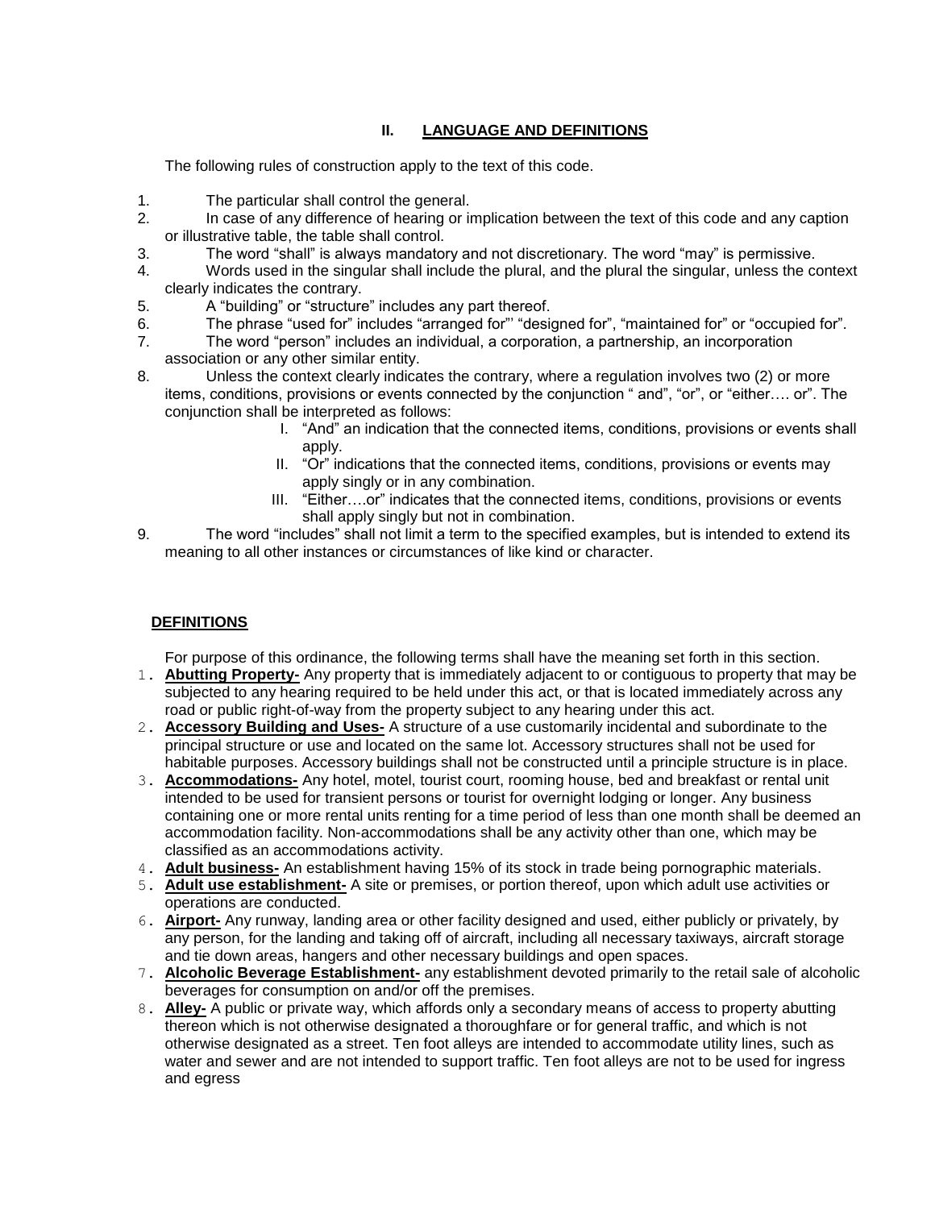## II. LANGUAGE AND DEFINITIONS

The following rules of construction apply to the text of this code.

1. The particular shall control the general.
2. In case of any difference of hearing or implication between the text of this code and any caption or illustrative table, the table shall control.
3. The word “shall” is always mandatory and not discretionary. The word “may” is permissive.
4. Words used in the singular shall include the plural, and the plural the singular, unless the context clearly indicates the contrary.
5. A “building” or “structure” includes any part thereof.
6. The phrase “used for” includes “arranged for”' “designed for”, “maintained for” or “occupied for”.
7. The word “person” includes an individual, a corporation, a partnership, an incorporation association or any other similar entity.
8. Unless the context clearly indicates the contrary, where a regulation involves two (2) or more items, conditions, provisions or events connected by the conjunction “ and”, “or”, or “either…. or”. The conjunction shall be interpreted as follows:
   I. “And” an indication that the connected items, conditions, provisions or events shall apply.
   II. “Or” indications that the connected items, conditions, provisions or events may apply singly or in any combination.
   III. “Either….or” indicates that the connected items, conditions, provisions or events shall apply singly but not in combination.
9. The word “includes” shall not limit a term to the specified examples, but is intended to extend its meaning to all other instances or circumstances of like kind or character.

## DEFINITIONS

For purpose of this ordinance, the following terms shall have the meaning set forth in this section.

1. **Abutting Property-** Any property that is immediately adjacent to or contiguous to property that may be subjected to any hearing required to be held under this act, or that is located immediately across any road or public right-of-way from the property subject to any hearing under this act.
2. **Accessory Building and Uses-** A structure of a use customarily incidental and subordinate to the principal structure or use and located on the same lot. Accessory structures shall not be used for habitable purposes. Accessory buildings shall not be constructed until a principle structure is in place.
3. **Accommodations-** Any hotel, motel, tourist court, rooming house, bed and breakfast or rental unit intended to be used for transient persons or tourist for overnight lodging or longer. Any business containing one or more rental units renting for a time period of less than one month shall be deemed an accommodation facility. Non-accommodations shall be any activity other than one, which may be classified as an accommodations activity.
4. **Adult business-** An establishment having 15% of its stock in trade being pornographic materials.
5. **Adult use establishment-** A site or premises, or portion thereof, upon which adult use activities or operations are conducted.
6. **Airport-** Any runway, landing area or other facility designed and used, either publicly or privately, by any person, for the landing and taking off of aircraft, including all necessary taxiways, aircraft storage and tie down areas, hangers and other necessary buildings and open spaces.
7. **Alcoholic Beverage Establishment-** any establishment devoted primarily to the retail sale of alcoholic beverages for consumption on and/or off the premises.
8. **Alley-** A public or private way, which affords only a secondary means of access to property abutting thereon which is not otherwise designated a thoroughfare or for general traffic, and which is not otherwise designated as a street. Ten foot alleys are intended to accommodate utility lines, such as water and sewer and are not intended to support traffic. Ten foot alleys are not to be used for ingress and egress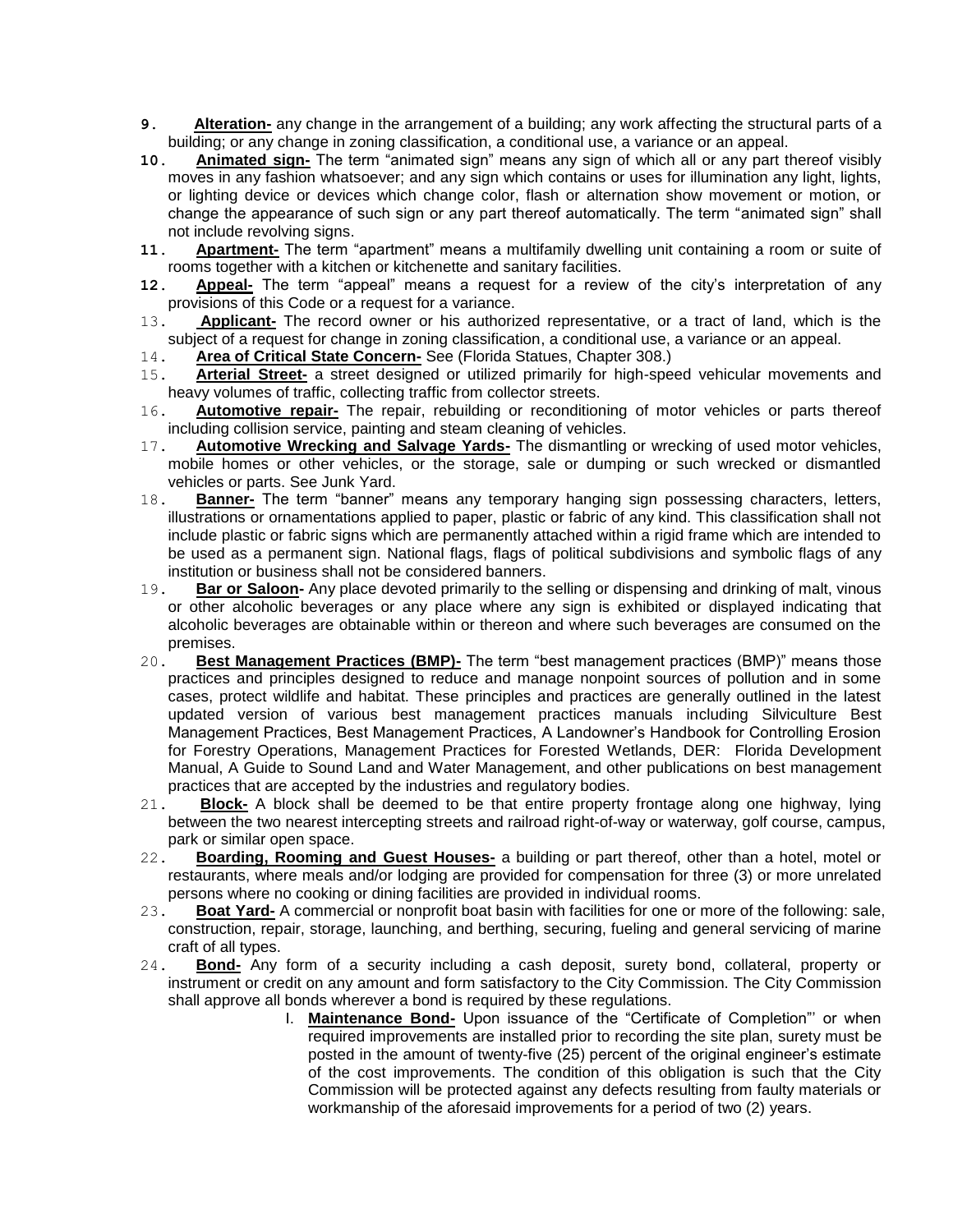9. **Alteration-** any change in the arrangement of a building; any work affecting the structural parts of a building; or any change in zoning classification, a conditional use, a variance or an appeal.
10. **Animated sign-** The term "animated sign" means any sign of which all or any part thereof visibly moves in any fashion whatsoever; and any sign which contains or uses for illumination any light, lights, or lighting device or devices which change color, flash or alternation show movement or motion, or change the appearance of such sign or any part thereof automatically. The term "animated sign" shall not include revolving signs.
11. **Apartment-** The term "apartment" means a multifamily dwelling unit containing a room or suite of rooms together with a kitchen or kitchenette and sanitary facilities.
12. **Appeal-** The term "appeal" means a request for a review of the city's interpretation of any provisions of this Code or a request for a variance.
13. **Applicant-** The record owner or his authorized representative, or a tract of land, which is the subject of a request for change in zoning classification, a conditional use, a variance or an appeal.
14. **Area of Critical State Concern-** See (Florida Statues, Chapter 308.)
15. **Arterial Street-** a street designed or utilized primarily for high-speed vehicular movements and heavy volumes of traffic, collecting traffic from collector streets.
16. **Automotive repair-** The repair, rebuilding or reconditioning of motor vehicles or parts thereof including collision service, painting and steam cleaning of vehicles.
17. **Automotive Wrecking and Salvage Yards-** The dismantling or wrecking of used motor vehicles, mobile homes or other vehicles, or the storage, sale or dumping or such wrecked or dismantled vehicles or parts. See Junk Yard.
18. **Banner-** The term "banner" means any temporary hanging sign possessing characters, letters, illustrations or ornamentations applied to paper, plastic or fabric of any kind. This classification shall not include plastic or fabric signs which are permanently attached within a rigid frame which are intended to be used as a permanent sign. National flags, flags of political subdivisions and symbolic flags of any institution or business shall not be considered banners.
19. **Bar or Saloon-** Any place devoted primarily to the selling or dispensing and drinking of malt, vinous or other alcoholic beverages or any place where any sign is exhibited or displayed indicating that alcoholic beverages are obtainable within or thereon and where such beverages are consumed on the premises.
20. **Best Management Practices (BMP)-** The term "best management practices (BMP)" means those practices and principles designed to reduce and manage nonpoint sources of pollution and in some cases, protect wildlife and habitat. These principles and practices are generally outlined in the latest updated version of various best management practices manuals including Silviculture Best Management Practices, Best Management Practices, A Landowner's Handbook for Controlling Erosion for Forestry Operations, Management Practices for Forested Wetlands, DER: Florida Development Manual, A Guide to Sound Land and Water Management, and other publications on best management practices that are accepted by the industries and regulatory bodies.
21. **Block-** A block shall be deemed to be that entire property frontage along one highway, lying between the two nearest intercepting streets and railroad right-of-way or waterway, golf course, campus, park or similar open space.
22. **Boarding, Rooming and Guest Houses-** a building or part thereof, other than a hotel, motel or restaurants, where meals and/or lodging are provided for compensation for three (3) or more unrelated persons where no cooking or dining facilities are provided in individual rooms.
23. **Boat Yard-** A commercial or nonprofit boat basin with facilities for one or more of the following: sale, construction, repair, storage, launching, and berthing, securing, fueling and general servicing of marine craft of all types.
24. **Bond-** Any form of a security including a cash deposit, surety bond, collateral, property or instrument or credit on any amount and form satisfactory to the City Commission. The City Commission shall approve all bonds wherever a bond is required by these regulations.
    I. **Maintenance Bond-** Upon issuance of the "Certificate of Completion"' or when required improvements are installed prior to recording the site plan, surety must be posted in the amount of twenty-five (25) percent of the original engineer's estimate of the cost improvements. The condition of this obligation is such that the City Commission will be protected against any defects resulting from faulty materials or workmanship of the aforesaid improvements for a period of two (2) years.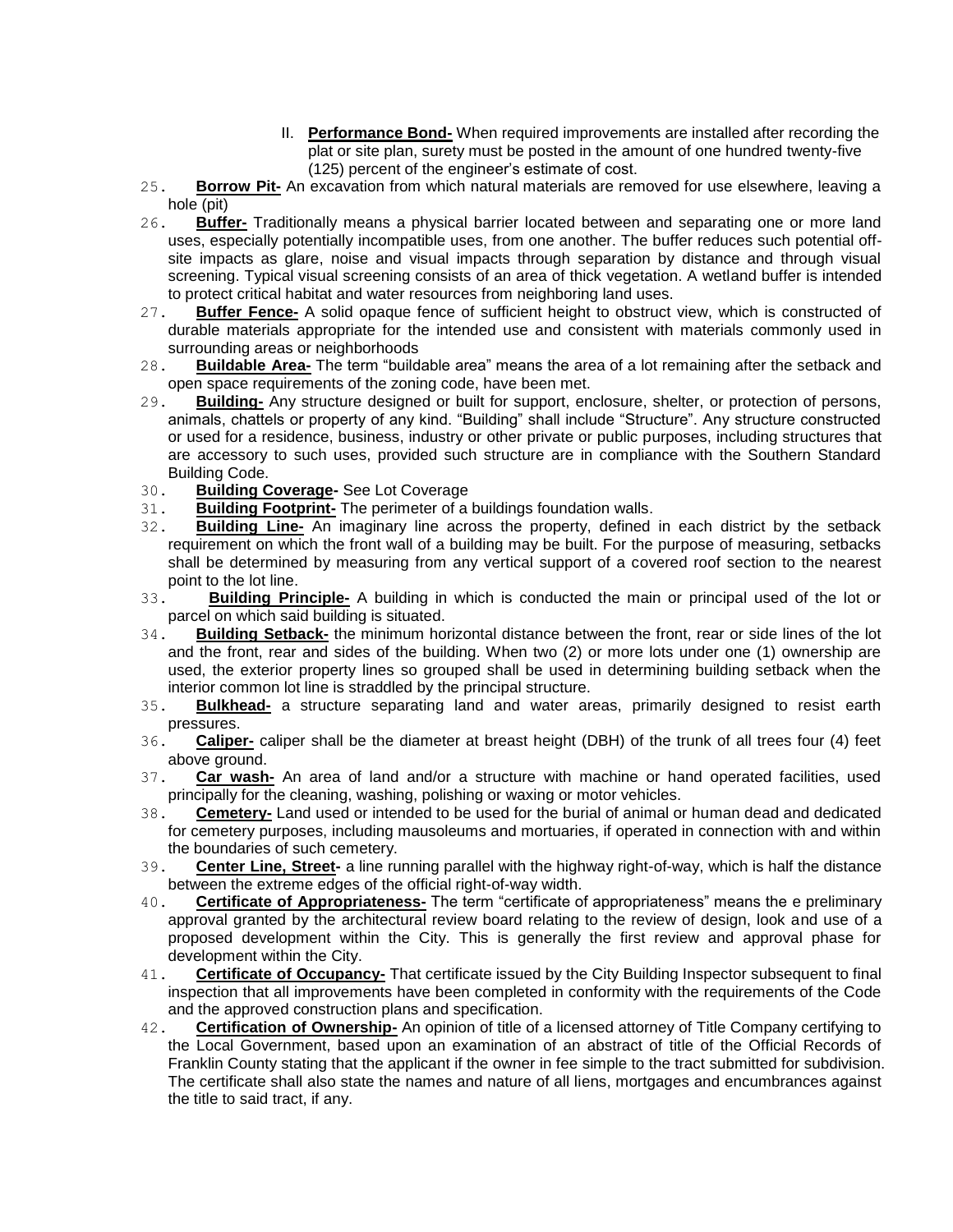II. **Performance Bond-** When required improvements are installed after recording the plat or site plan, surety must be posted in the amount of one hundred twenty-five (125) percent of the engineer's estimate of cost.

25. **Borrow Pit-** An excavation from which natural materials are removed for use elsewhere, leaving a hole (pit)
26. **Buffer-** Traditionally means a physical barrier located between and separating one or more land uses, especially potentially incompatible uses, from one another. The buffer reduces such potential off-site impacts as glare, noise and visual impacts through separation by distance and through visual screening. Typical visual screening consists of an area of thick vegetation. A wetland buffer is intended to protect critical habitat and water resources from neighboring land uses.
27. **Buffer Fence-** A solid opaque fence of sufficient height to obstruct view, which is constructed of durable materials appropriate for the intended use and consistent with materials commonly used in surrounding areas or neighborhoods
28. **Buildable Area-** The term "buildable area" means the area of a lot remaining after the setback and open space requirements of the zoning code, have been met.
29. **Building-** Any structure designed or built for support, enclosure, shelter, or protection of persons, animals, chattels or property of any kind. "Building" shall include "Structure". Any structure constructed or used for a residence, business, industry or other private or public purposes, including structures that are accessory to such uses, provided such structure are in compliance with the Southern Standard Building Code.
30. **Building Coverage-** See Lot Coverage
31. **Building Footprint-** The perimeter of a buildings foundation walls.
32. **Building Line-** An imaginary line across the property, defined in each district by the setback requirement on which the front wall of a building may be built. For the purpose of measuring, setbacks shall be determined by measuring from any vertical support of a covered roof section to the nearest point to the lot line.
33. **Building Principle-** A building in which is conducted the main or principal used of the lot or parcel on which said building is situated.
34. **Building Setback-** the minimum horizontal distance between the front, rear or side lines of the lot and the front, rear and sides of the building. When two (2) or more lots under one (1) ownership are used, the exterior property lines so grouped shall be used in determining building setback when the interior common lot line is straddled by the principal structure.
35. **Bulkhead-** a structure separating land and water areas, primarily designed to resist earth pressures.
36. **Caliper-** caliper shall be the diameter at breast height (DBH) of the trunk of all trees four (4) feet above ground.
37. **Car wash-** An area of land and/or a structure with machine or hand operated facilities, used principally for the cleaning, washing, polishing or waxing or motor vehicles.
38. **Cemetery-** Land used or intended to be used for the burial of animal or human dead and dedicated for cemetery purposes, including mausoleums and mortuaries, if operated in connection with and within the boundaries of such cemetery.
39. **Center Line, Street-** a line running parallel with the highway right-of-way, which is half the distance between the extreme edges of the official right-of-way width.
40. **Certificate of Appropriateness-** The term "certificate of appropriateness" means the e preliminary approval granted by the architectural review board relating to the review of design, look and use of a proposed development within the City. This is generally the first review and approval phase for development within the City.
41. **Certificate of Occupancy-** That certificate issued by the City Building Inspector subsequent to final inspection that all improvements have been completed in conformity with the requirements of the Code and the approved construction plans and specification.
42. **Certification of Ownership-** An opinion of title of a licensed attorney of Title Company certifying to the Local Government, based upon an examination of an abstract of title of the Official Records of Franklin County stating that the applicant if the owner in fee simple to the tract submitted for subdivision. The certificate shall also state the names and nature of all liens, mortgages and encumbrances against the title to said tract, if any.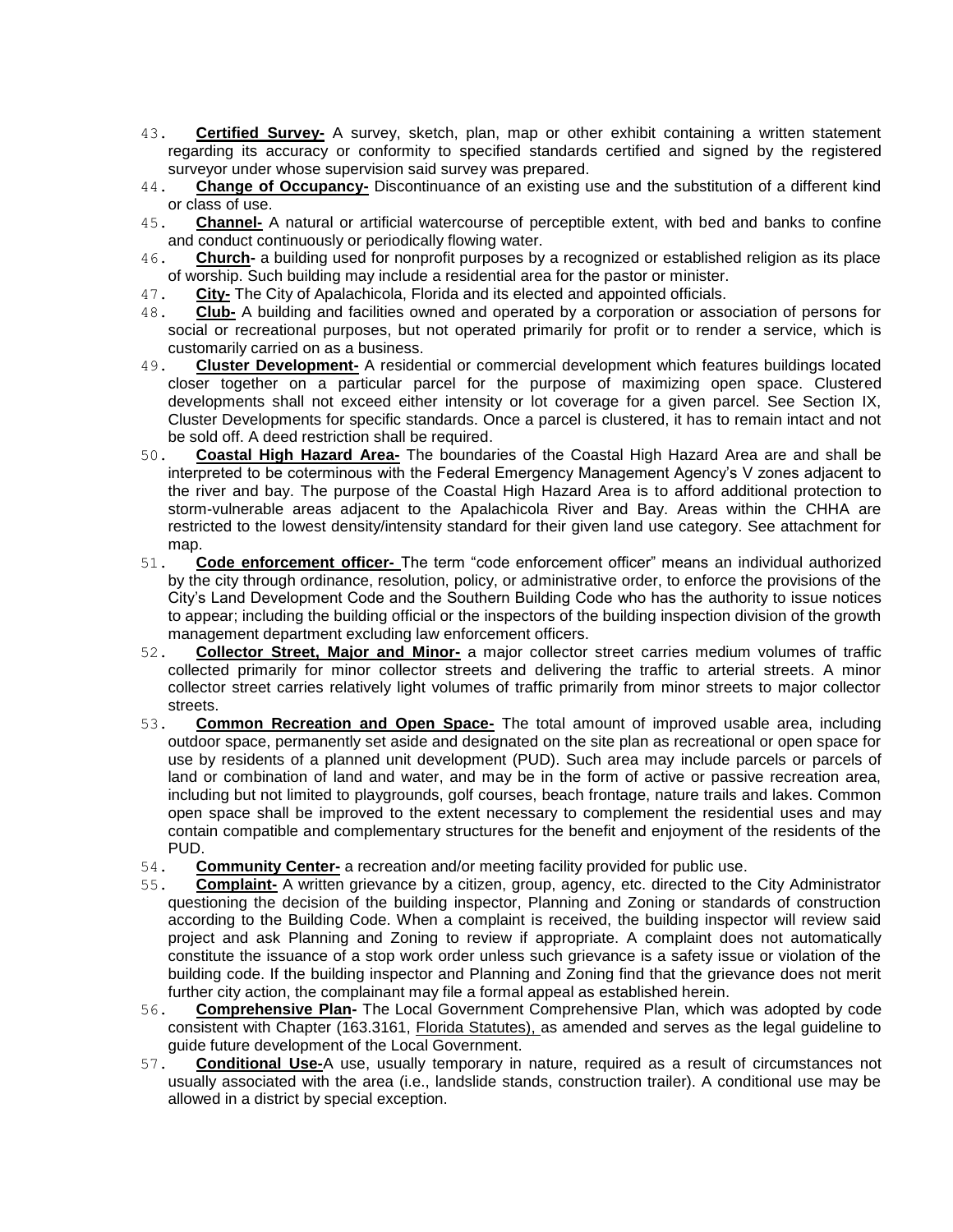43. **Certified Survey-** A survey, sketch, plan, map or other exhibit containing a written statement regarding its accuracy or conformity to specified standards certified and signed by the registered surveyor under whose supervision said survey was prepared.
44. **Change of Occupancy-** Discontinuance of an existing use and the substitution of a different kind or class of use.
45. **Channel-** A natural or artificial watercourse of perceptible extent, with bed and banks to confine and conduct continuously or periodically flowing water.
46. **Church-** a building used for nonprofit purposes by a recognized or established religion as its place of worship. Such building may include a residential area for the pastor or minister.
47. **City-** The City of Apalachicola, Florida and its elected and appointed officials.
48. **Club-** A building and facilities owned and operated by a corporation or association of persons for social or recreational purposes, but not operated primarily for profit or to render a service, which is customarily carried on as a business.
49. **Cluster Development-** A residential or commercial development which features buildings located closer together on a particular parcel for the purpose of maximizing open space. Clustered developments shall not exceed either intensity or lot coverage for a given parcel. See Section IX, Cluster Developments for specific standards. Once a parcel is clustered, it has to remain intact and not be sold off. A deed restriction shall be required.
50. **Coastal High Hazard Area-** The boundaries of the Coastal High Hazard Area are and shall be interpreted to be coterminous with the Federal Emergency Management Agency's V zones adjacent to the river and bay. The purpose of the Coastal High Hazard Area is to afford additional protection to storm-vulnerable areas adjacent to the Apalachicola River and Bay. Areas within the CHHA are restricted to the lowest density/intensity standard for their given land use category. See attachment for map.
51. **Code enforcement officer-** The term "code enforcement officer" means an individual authorized by the city through ordinance, resolution, policy, or administrative order, to enforce the provisions of the City's Land Development Code and the Southern Building Code who has the authority to issue notices to appear; including the building official or the inspectors of the building inspection division of the growth management department excluding law enforcement officers.
52. **Collector Street, Major and Minor-** a major collector street carries medium volumes of traffic collected primarily for minor collector streets and delivering the traffic to arterial streets. A minor collector street carries relatively light volumes of traffic primarily from minor streets to major collector streets.
53. **Common Recreation and Open Space-** The total amount of improved usable area, including outdoor space, permanently set aside and designated on the site plan as recreational or open space for use by residents of a planned unit development (PUD). Such area may include parcels or parcels of land or combination of land and water, and may be in the form of active or passive recreation area, including but not limited to playgrounds, golf courses, beach frontage, nature trails and lakes. Common open space shall be improved to the extent necessary to complement the residential uses and may contain compatible and complementary structures for the benefit and enjoyment of the residents of the PUD.
54. **Community Center-** a recreation and/or meeting facility provided for public use.
55. **Complaint-** A written grievance by a citizen, group, agency, etc. directed to the City Administrator questioning the decision of the building inspector, Planning and Zoning or standards of construction according to the Building Code. When a complaint is received, the building inspector will review said project and ask Planning and Zoning to review if appropriate. A complaint does not automatically constitute the issuance of a stop work order unless such grievance is a safety issue or violation of the building code. If the building inspector and Planning and Zoning find that the grievance does not merit further city action, the complainant may file a formal appeal as established herein.
56. **Comprehensive Plan-** The Local Government Comprehensive Plan, which was adopted by code consistent with Chapter (163.3161, Florida Statutes), as amended and serves as the legal guideline to guide future development of the Local Government.
57. **Conditional Use-**A use, usually temporary in nature, required as a result of circumstances not usually associated with the area (i.e., landslide stands, construction trailer). A conditional use may be allowed in a district by special exception.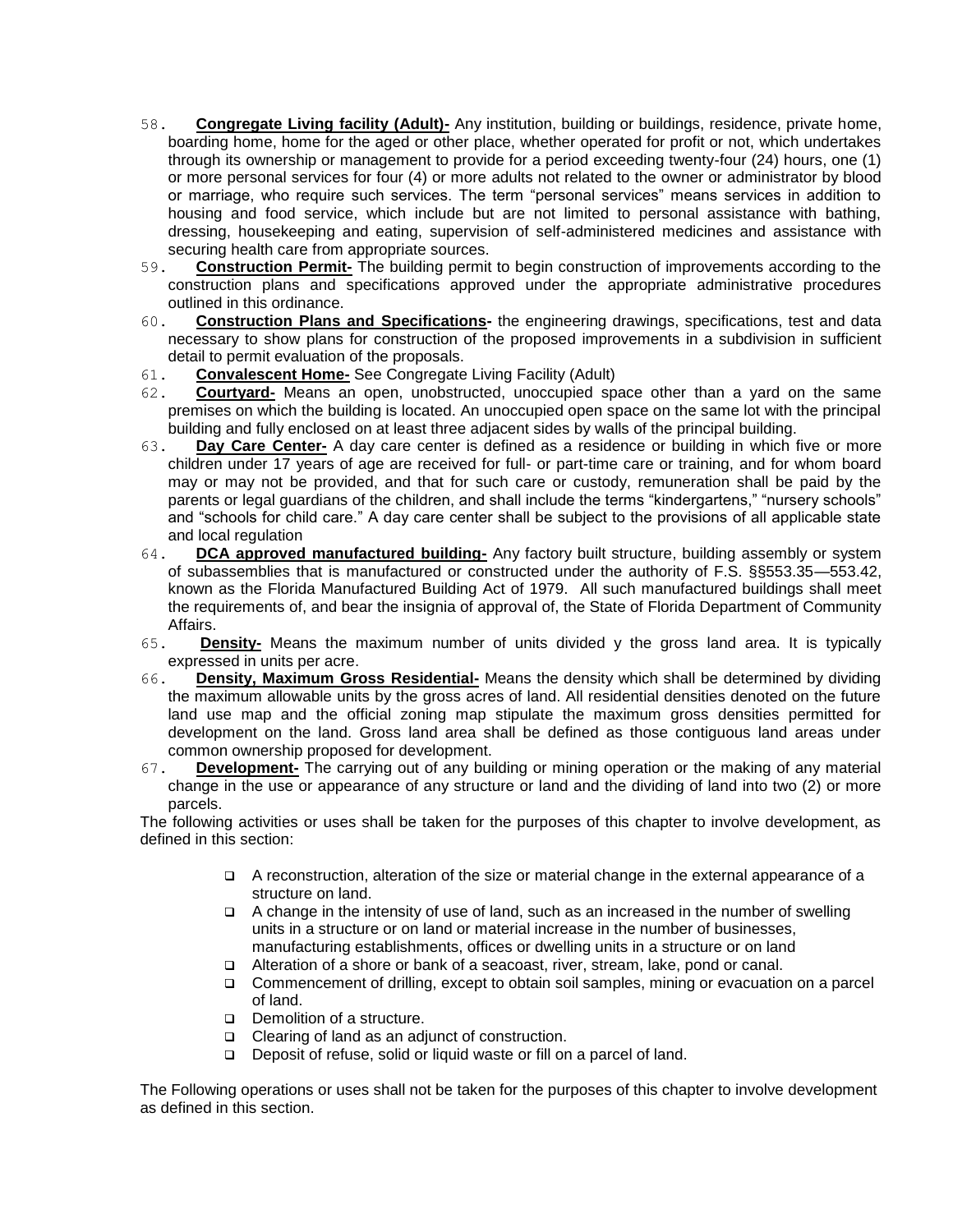58. **Congregate Living facility (Adult)-** Any institution, building or buildings, residence, private home, boarding home, home for the aged or other place, whether operated for profit or not, which undertakes through its ownership or management to provide for a period exceeding twenty-four (24) hours, one (1) or more personal services for four (4) or more adults not related to the owner or administrator by blood or marriage, who require such services. The term "personal services" means services in addition to housing and food service, which include but are not limited to personal assistance with bathing, dressing, housekeeping and eating, supervision of self-administered medicines and assistance with securing health care from appropriate sources.
59. **Construction Permit-** The building permit to begin construction of improvements according to the construction plans and specifications approved under the appropriate administrative procedures outlined in this ordinance.
60. **Construction Plans and Specifications-** the engineering drawings, specifications, test and data necessary to show plans for construction of the proposed improvements in a subdivision in sufficient detail to permit evaluation of the proposals.
61. **Convalescent Home-** See Congregate Living Facility (Adult)
62. **Courtyard-** Means an open, unobstructed, unoccupied space other than a yard on the same premises on which the building is located. An unoccupied open space on the same lot with the principal building and fully enclosed on at least three adjacent sides by walls of the principal building.
63. **Day Care Center-** A day care center is defined as a residence or building in which five or more children under 17 years of age are received for full- or part-time care or training, and for whom board may or may not be provided, and that for such care or custody, remuneration shall be paid by the parents or legal guardians of the children, and shall include the terms "kindergartens," "nursery schools" and "schools for child care." A day care center shall be subject to the provisions of all applicable state and local regulation
64. **DCA approved manufactured building-** Any factory built structure, building assembly or system of subassemblies that is manufactured or constructed under the authority of F.S. §§553.35—553.42, known as the Florida Manufactured Building Act of 1979. All such manufactured buildings shall meet the requirements of, and bear the insignia of approval of, the State of Florida Department of Community Affairs.
65. **Density-** Means the maximum number of units divided y the gross land area. It is typically expressed in units per acre.
66. **Density, Maximum Gross Residential-** Means the density which shall be determined by dividing the maximum allowable units by the gross acres of land. All residential densities denoted on the future land use map and the official zoning map stipulate the maximum gross densities permitted for development on the land. Gross land area shall be defined as those contiguous land areas under common ownership proposed for development.
67. **Development-** The carrying out of any building or mining operation or the making of any material change in the use or appearance of any structure or land and the dividing of land into two (2) or more parcels.

The following activities or uses shall be taken for the purposes of this chapter to involve development, as defined in this section:

- A reconstruction, alteration of the size or material change in the external appearance of a structure on land.
- A change in the intensity of use of land, such as an increased in the number of swelling units in a structure or on land or material increase in the number of businesses, manufacturing establishments, offices or dwelling units in a structure or on land
- Alteration of a shore or bank of a seacoast, river, stream, lake, pond or canal.
- Commencement of drilling, except to obtain soil samples, mining or evacuation on a parcel of land.
- Demolition of a structure.
- Clearing of land as an adjunct of construction.
- Deposit of refuse, solid or liquid waste or fill on a parcel of land.

The Following operations or uses shall not be taken for the purposes of this chapter to involve development as defined in this section.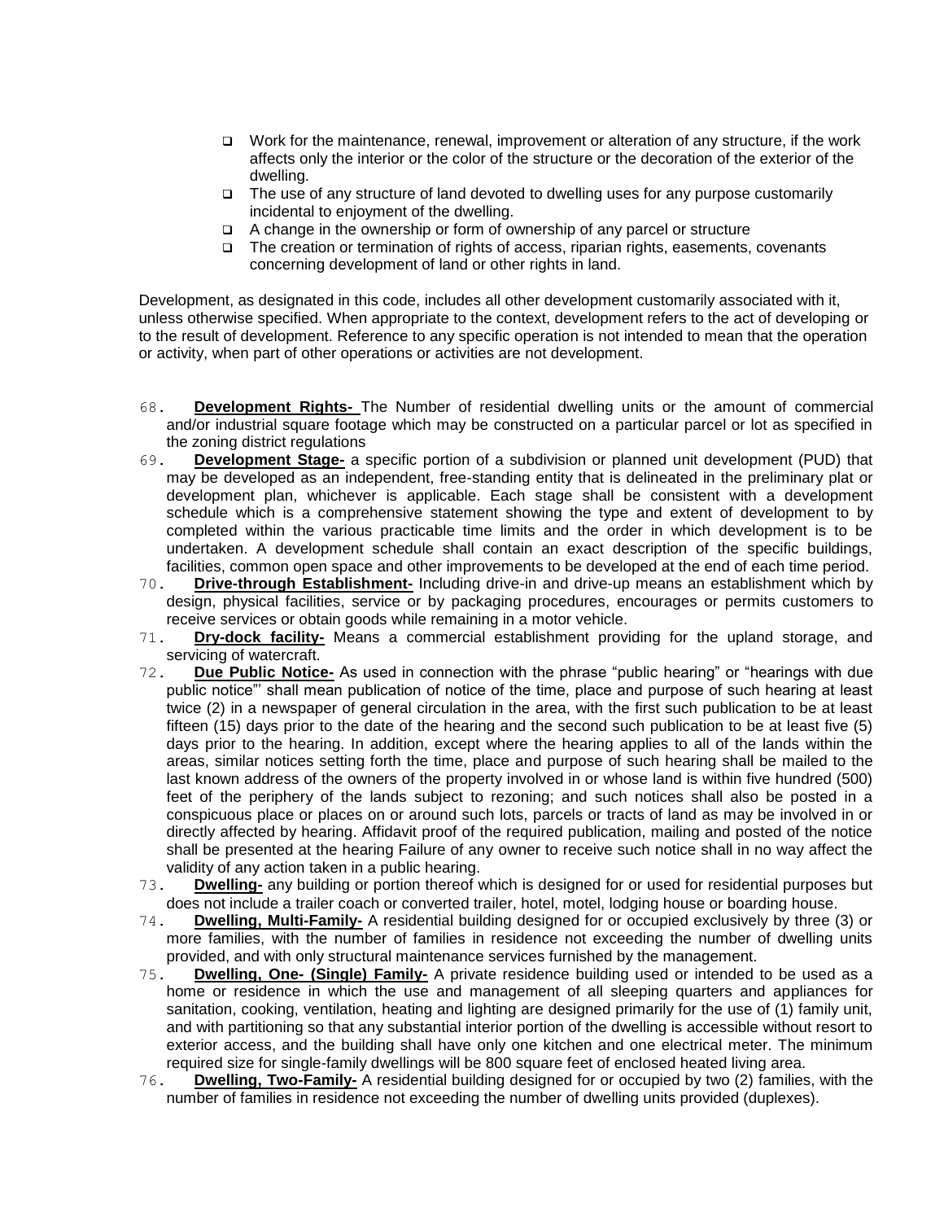- Work for the maintenance, renewal, improvement or alteration of any structure, if the work affects only the interior or the color of the structure or the decoration of the exterior of the dwelling.
- The use of any structure of land devoted to dwelling uses for any purpose customarily incidental to enjoyment of the dwelling.
- A change in the ownership or form of ownership of any parcel or structure
- The creation or termination of rights of access, riparian rights, easements, covenants concerning development of land or other rights in land.

Development, as designated in this code, includes all other development customarily associated with it, unless otherwise specified. When appropriate to the context, development refers to the act of developing or to the result of development. Reference to any specific operation is not intended to mean that the operation or activity, when part of other operations or activities are not development.

68. **Development Rights-** The Number of residential dwelling units or the amount of commercial and/or industrial square footage which may be constructed on a particular parcel or lot as specified in the zoning district regulations
69. **Development Stage-** a specific portion of a subdivision or planned unit development (PUD) that may be developed as an independent, free-standing entity that is delineated in the preliminary plat or development plan, whichever is applicable. Each stage shall be consistent with a development schedule which is a comprehensive statement showing the type and extent of development to by completed within the various practicable time limits and the order in which development is to be undertaken. A development schedule shall contain an exact description of the specific buildings, facilities, common open space and other improvements to be developed at the end of each time period.
70. **Drive-through Establishment-** Including drive-in and drive-up means an establishment which by design, physical facilities, service or by packaging procedures, encourages or permits customers to receive services or obtain goods while remaining in a motor vehicle.
71. **Dry-dock facility-** Means a commercial establishment providing for the upland storage, and servicing of watercraft.
72. **Due Public Notice-** As used in connection with the phrase "public hearing" or "hearings with due public notice"' shall mean publication of notice of the time, place and purpose of such hearing at least twice (2) in a newspaper of general circulation in the area, with the first such publication to be at least fifteen (15) days prior to the date of the hearing and the second such publication to be at least five (5) days prior to the hearing. In addition, except where the hearing applies to all of the lands within the areas, similar notices setting forth the time, place and purpose of such hearing shall be mailed to the last known address of the owners of the property involved in or whose land is within five hundred (500) feet of the periphery of the lands subject to rezoning; and such notices shall also be posted in a conspicuous place or places on or around such lots, parcels or tracts of land as may be involved in or directly affected by hearing. Affidavit proof of the required publication, mailing and posted of the notice shall be presented at the hearing Failure of any owner to receive such notice shall in no way affect the validity of any action taken in a public hearing.
73. **Dwelling-** any building or portion thereof which is designed for or used for residential purposes but does not include a trailer coach or converted trailer, hotel, motel, lodging house or boarding house.
74. **Dwelling, Multi-Family-** A residential building designed for or occupied exclusively by three (3) or more families, with the number of families in residence not exceeding the number of dwelling units provided, and with only structural maintenance services furnished by the management.
75. **Dwelling, One- (Single) Family-** A private residence building used or intended to be used as a home or residence in which the use and management of all sleeping quarters and appliances for sanitation, cooking, ventilation, heating and lighting are designed primarily for the use of (1) family unit, and with partitioning so that any substantial interior portion of the dwelling is accessible without resort to exterior access, and the building shall have only one kitchen and one electrical meter. The minimum required size for single-family dwellings will be 800 square feet of enclosed heated living area.
76. **Dwelling, Two-Family-** A residential building designed for or occupied by two (2) families, with the number of families in residence not exceeding the number of dwelling units provided (duplexes).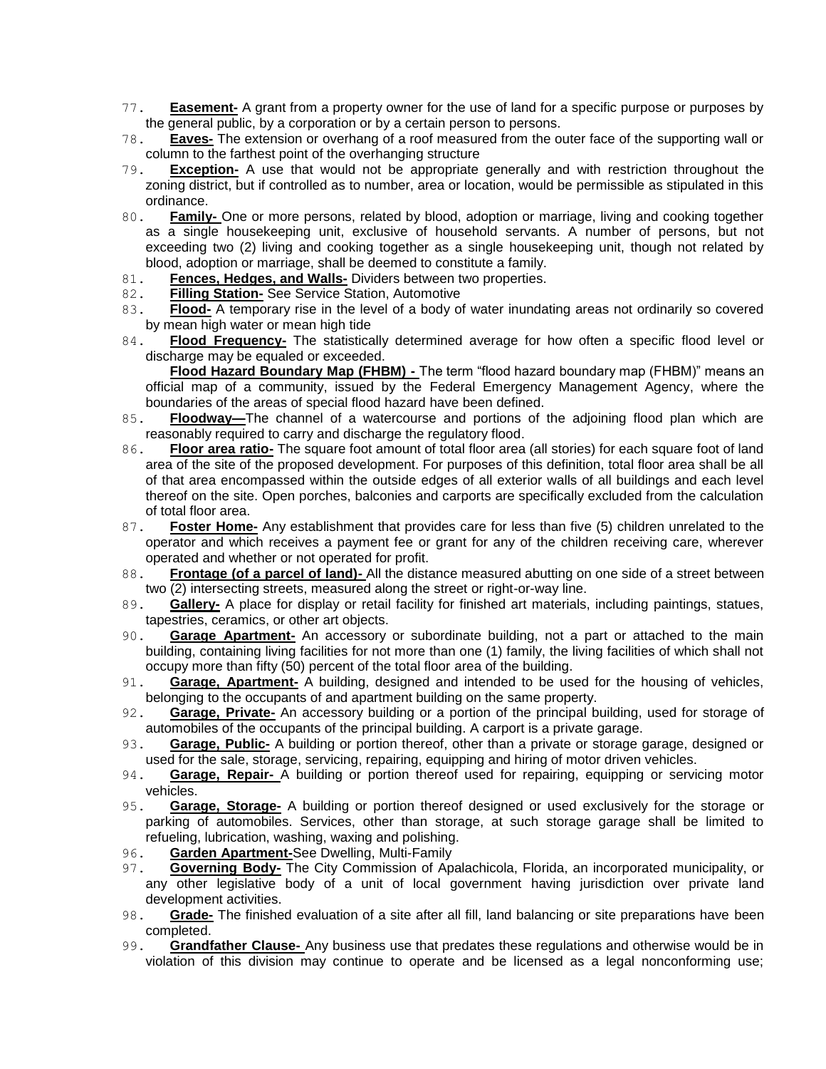77. **Easement-** A grant from a property owner for the use of land for a specific purpose or purposes by the general public, by a corporation or by a certain person to persons.
78. **Eaves-** The extension or overhang of a roof measured from the outer face of the supporting wall or column to the farthest point of the overhanging structure
79. **Exception-** A use that would not be appropriate generally and with restriction throughout the zoning district, but if controlled as to number, area or location, would be permissible as stipulated in this ordinance.
80. **Family-** One or more persons, related by blood, adoption or marriage, living and cooking together as a single housekeeping unit, exclusive of household servants. A number of persons, but not exceeding two (2) living and cooking together as a single housekeeping unit, though not related by blood, adoption or marriage, shall be deemed to constitute a family.
81. **Fences, Hedges, and Walls-** Dividers between two properties.
82. **Filling Station-** See Service Station, Automotive
83. **Flood-** A temporary rise in the level of a body of water inundating areas not ordinarily so covered by mean high water or mean high tide
84. **Flood Frequency-** The statistically determined average for how often a specific flood level or discharge may be equaled or exceeded.

    **Flood Hazard Boundary Map (FHBM) -** The term "flood hazard boundary map (FHBM)" means an official map of a community, issued by the Federal Emergency Management Agency, where the boundaries of the areas of special flood hazard have been defined.
85. **Floodway—**The channel of a watercourse and portions of the adjoining flood plan which are reasonably required to carry and discharge the regulatory flood.
86. **Floor area ratio-** The square foot amount of total floor area (all stories) for each square foot of land area of the site of the proposed development. For purposes of this definition, total floor area shall be all of that area encompassed within the outside edges of all exterior walls of all buildings and each level thereof on the site. Open porches, balconies and carports are specifically excluded from the calculation of total floor area.
87. **Foster Home-** Any establishment that provides care for less than five (5) children unrelated to the operator and which receives a payment fee or grant for any of the children receiving care, wherever operated and whether or not operated for profit.
88. **Frontage (of a parcel of land)-** All the distance measured abutting on one side of a street between two (2) intersecting streets, measured along the street or right-or-way line.
89. **Gallery-** A place for display or retail facility for finished art materials, including paintings, statues, tapestries, ceramics, or other art objects.
90. **Garage Apartment-** An accessory or subordinate building, not a part or attached to the main building, containing living facilities for not more than one (1) family, the living facilities of which shall not occupy more than fifty (50) percent of the total floor area of the building.
91. **Garage, Apartment-** A building, designed and intended to be used for the housing of vehicles, belonging to the occupants of and apartment building on the same property.
92. **Garage, Private-** An accessory building or a portion of the principal building, used for storage of automobiles of the occupants of the principal building. A carport is a private garage.
93. **Garage, Public-** A building or portion thereof, other than a private or storage garage, designed or used for the sale, storage, servicing, repairing, equipping and hiring of motor driven vehicles.
94. **Garage, Repair-** A building or portion thereof used for repairing, equipping or servicing motor vehicles.
95. **Garage, Storage-** A building or portion thereof designed or used exclusively for the storage or parking of automobiles. Services, other than storage, at such storage garage shall be limited to refueling, lubrication, washing, waxing and polishing.
96. **Garden Apartment-**See Dwelling, Multi-Family
97. **Governing Body-** The City Commission of Apalachicola, Florida, an incorporated municipality, or any other legislative body of a unit of local government having jurisdiction over private land development activities.
98. **Grade-** The finished evaluation of a site after all fill, land balancing or site preparations have been completed.
99. **Grandfather Clause-** Any business use that predates these regulations and otherwise would be in violation of this division may continue to operate and be licensed as a legal nonconforming use;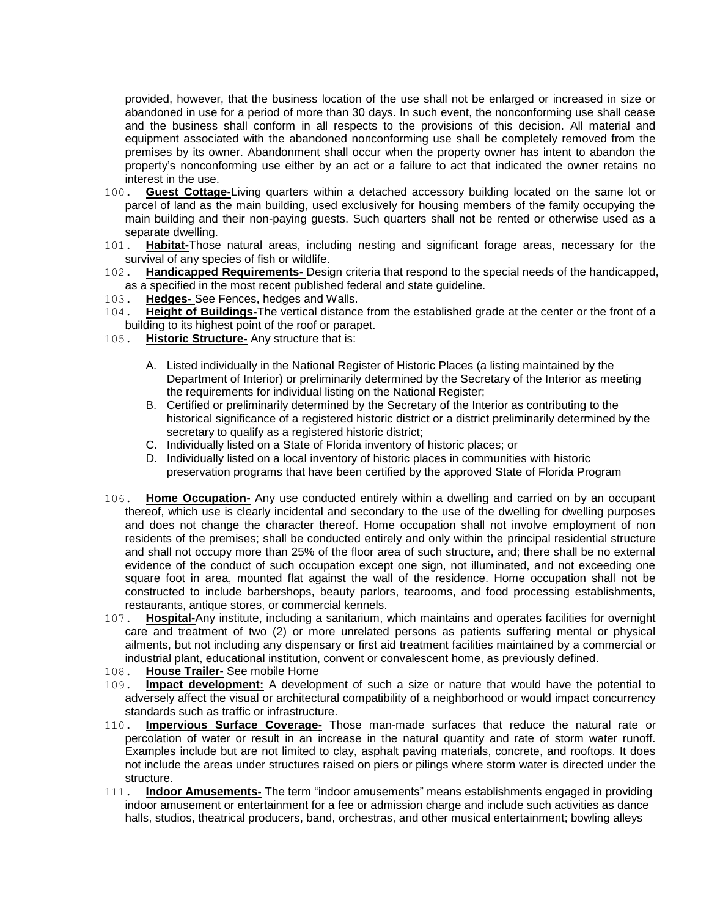provided, however, that the business location of the use shall not be enlarged or increased in size or abandoned in use for a period of more than 30 days. In such event, the nonconforming use shall cease and the business shall conform in all respects to the provisions of this decision. All material and equipment associated with the abandoned nonconforming use shall be completely removed from the premises by its owner. Abandonment shall occur when the property owner has intent to abandon the property's nonconforming use either by an act or a failure to act that indicated the owner retains no interest in the use.

100. **Guest Cottage-**Living quarters within a detached accessory building located on the same lot or parcel of land as the main building, used exclusively for housing members of the family occupying the main building and their non-paying guests. Such quarters shall not be rented or otherwise used as a separate dwelling.

101. **Habitat-**Those natural areas, including nesting and significant forage areas, necessary for the survival of any species of fish or wildlife.

102. **Handicapped Requirements-** Design criteria that respond to the special needs of the handicapped, as a specified in the most recent published federal and state guideline.

103. **Hedges-** See Fences, hedges and Walls.

104. **Height of Buildings-**The vertical distance from the established grade at the center or the front of a building to its highest point of the roof or parapet.

105. **Historic Structure-** Any structure that is:

   A. Listed individually in the National Register of Historic Places (a listing maintained by the Department of Interior) or preliminarily determined by the Secretary of the Interior as meeting the requirements for individual listing on the National Register;
   B. Certified or preliminarily determined by the Secretary of the Interior as contributing to the historical significance of a registered historic district or a district preliminarily determined by the secretary to qualify as a registered historic district;
   C. Individually listed on a State of Florida inventory of historic places; or
   D. Individually listed on a local inventory of historic places in communities with historic preservation programs that have been certified by the approved State of Florida Program

106. **Home Occupation-** Any use conducted entirely within a dwelling and carried on by an occupant thereof, which use is clearly incidental and secondary to the use of the dwelling for dwelling purposes and does not change the character thereof. Home occupation shall not involve employment of non residents of the premises; shall be conducted entirely and only within the principal residential structure and shall not occupy more than 25% of the floor area of such structure, and; there shall be no external evidence of the conduct of such occupation except one sign, not illuminated, and not exceeding one square foot in area, mounted flat against the wall of the residence. Home occupation shall not be constructed to include barbershops, beauty parlors, tearooms, and food processing establishments, restaurants, antique stores, or commercial kennels.

107. **Hospital-**Any institute, including a sanitarium, which maintains and operates facilities for overnight care and treatment of two (2) or more unrelated persons as patients suffering mental or physical ailments, but not including any dispensary or first aid treatment facilities maintained by a commercial or industrial plant, educational institution, convent or convalescent home, as previously defined.

108. **House Trailer-** See mobile Home

109. **Impact development:** A development of such a size or nature that would have the potential to adversely affect the visual or architectural compatibility of a neighborhood or would impact concurrency standards such as traffic or infrastructure.

110. **Impervious Surface Coverage-** Those man-made surfaces that reduce the natural rate or percolation of water or result in an increase in the natural quantity and rate of storm water runoff. Examples include but are not limited to clay, asphalt paving materials, concrete, and rooftops. It does not include the areas under structures raised on piers or pilings where storm water is directed under the structure.

111. **Indoor Amusements-** The term "indoor amusements" means establishments engaged in providing indoor amusement or entertainment for a fee or admission charge and include such activities as dance halls, studios, theatrical producers, band, orchestras, and other musical entertainment; bowling alleys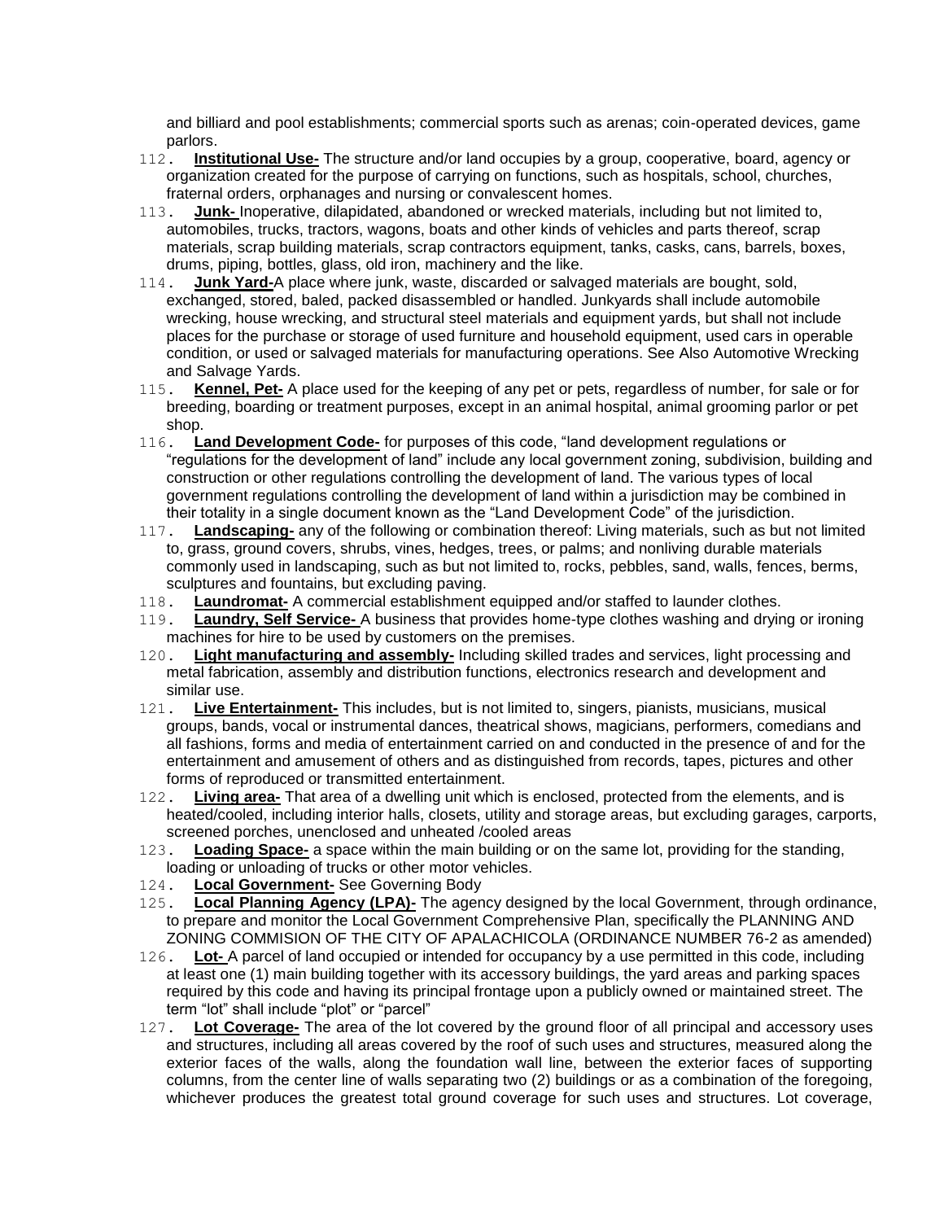and billiard and pool establishments; commercial sports such as arenas; coin-operated devices, game parlors.

112. **Institutional Use-** The structure and/or land occupies by a group, cooperative, board, agency or organization created for the purpose of carrying on functions, such as hospitals, school, churches, fraternal orders, orphanages and nursing or convalescent homes.
113. **Junk-** Inoperative, dilapidated, abandoned or wrecked materials, including but not limited to, automobiles, trucks, tractors, wagons, boats and other kinds of vehicles and parts thereof, scrap materials, scrap building materials, scrap contractors equipment, tanks, casks, cans, barrels, boxes, drums, piping, bottles, glass, old iron, machinery and the like.
114. **Junk Yard-**A place where junk, waste, discarded or salvaged materials are bought, sold, exchanged, stored, baled, packed disassembled or handled. Junkyards shall include automobile wrecking, house wrecking, and structural steel materials and equipment yards, but shall not include places for the purchase or storage of used furniture and household equipment, used cars in operable condition, or used or salvaged materials for manufacturing operations. See Also Automotive Wrecking and Salvage Yards.
115. **Kennel, Pet-** A place used for the keeping of any pet or pets, regardless of number, for sale or for breeding, boarding or treatment purposes, except in an animal hospital, animal grooming parlor or pet shop.
116. **Land Development Code-** for purposes of this code, "land development regulations or "regulations for the development of land" include any local government zoning, subdivision, building and construction or other regulations controlling the development of land. The various types of local government regulations controlling the development of land within a jurisdiction may be combined in their totality in a single document known as the "Land Development Code" of the jurisdiction.
117. **Landscaping-** any of the following or combination thereof: Living materials, such as but not limited to, grass, ground covers, shrubs, vines, hedges, trees, or palms; and nonliving durable materials commonly used in landscaping, such as but not limited to, rocks, pebbles, sand, walls, fences, berms, sculptures and fountains, but excluding paving.
118. **Laundromat-** A commercial establishment equipped and/or staffed to launder clothes.
119. **Laundry, Self Service-** A business that provides home-type clothes washing and drying or ironing machines for hire to be used by customers on the premises.
120. **Light manufacturing and assembly-** Including skilled trades and services, light processing and metal fabrication, assembly and distribution functions, electronics research and development and similar use.
121. **Live Entertainment-** This includes, but is not limited to, singers, pianists, musicians, musical groups, bands, vocal or instrumental dances, theatrical shows, magicians, performers, comedians and all fashions, forms and media of entertainment carried on and conducted in the presence of and for the entertainment and amusement of others and as distinguished from records, tapes, pictures and other forms of reproduced or transmitted entertainment.
122. **Living area-** That area of a dwelling unit which is enclosed, protected from the elements, and is heated/cooled, including interior halls, closets, utility and storage areas, but excluding garages, carports, screened porches, unenclosed and unheated /cooled areas
123. **Loading Space-** a space within the main building or on the same lot, providing for the standing, loading or unloading of trucks or other motor vehicles.
124. **Local Government-** See Governing Body
125. **Local Planning Agency (LPA)-** The agency designed by the local Government, through ordinance, to prepare and monitor the Local Government Comprehensive Plan, specifically the PLANNING AND ZONING COMMISION OF THE CITY OF APALACHICOLA (ORDINANCE NUMBER 76-2 as amended)
126. **Lot-** A parcel of land occupied or intended for occupancy by a use permitted in this code, including at least one (1) main building together with its accessory buildings, the yard areas and parking spaces required by this code and having its principal frontage upon a publicly owned or maintained street. The term "lot" shall include "plot" or "parcel"
127. **Lot Coverage-** The area of the lot covered by the ground floor of all principal and accessory uses and structures, including all areas covered by the roof of such uses and structures, measured along the exterior faces of the walls, along the foundation wall line, between the exterior faces of supporting columns, from the center line of walls separating two (2) buildings or as a combination of the foregoing, whichever produces the greatest total ground coverage for such uses and structures. Lot coverage,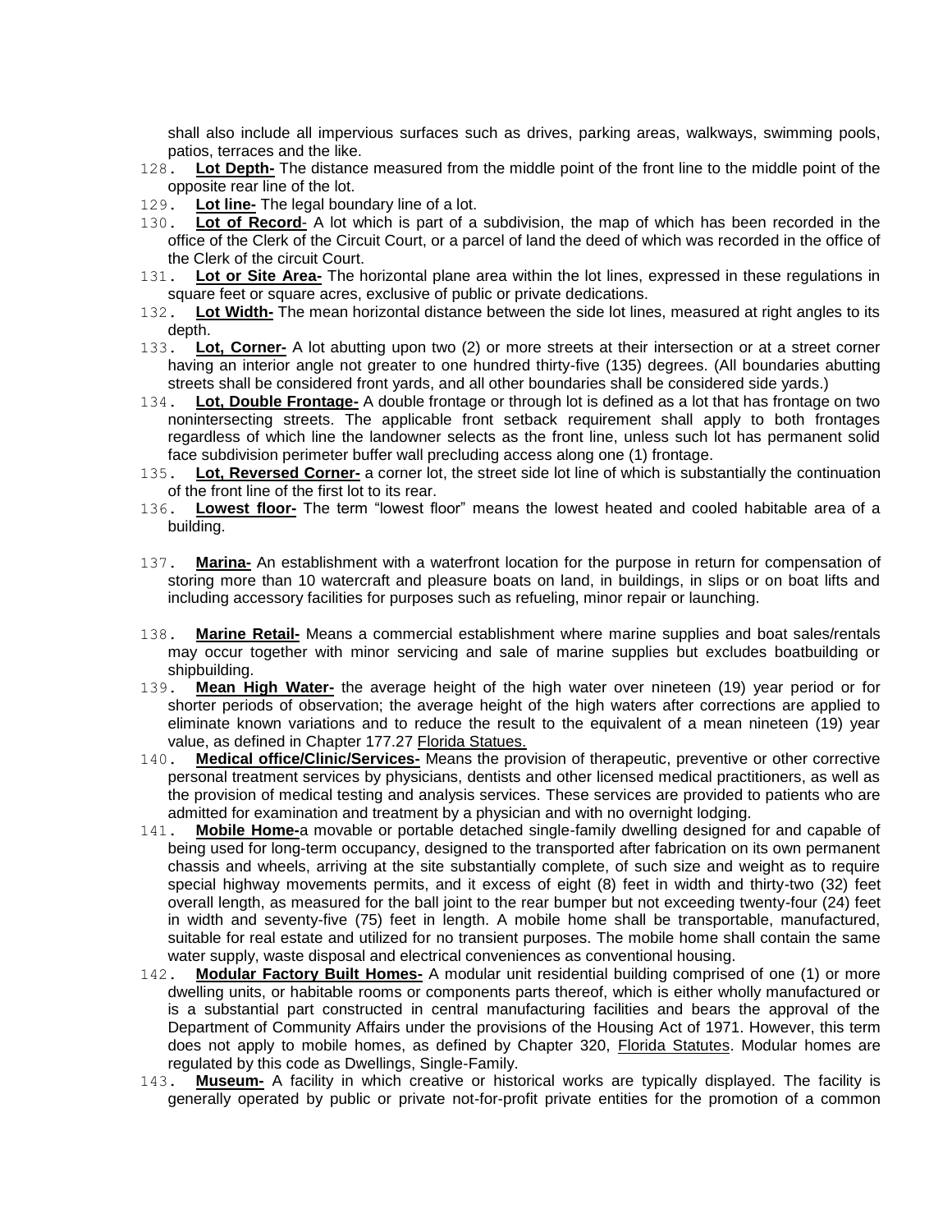shall also include all impervious surfaces such as drives, parking areas, walkways, swimming pools, patios, terraces and the like.

128. **Lot Depth-** The distance measured from the middle point of the front line to the middle point of the opposite rear line of the lot.

129. **Lot line-** The legal boundary line of a lot.

130. **Lot of Record**- A lot which is part of a subdivision, the map of which has been recorded in the office of the Clerk of the Circuit Court, or a parcel of land the deed of which was recorded in the office of the Clerk of the circuit Court.

131. **Lot or Site Area-** The horizontal plane area within the lot lines, expressed in these regulations in square feet or square acres, exclusive of public or private dedications.

132. **Lot Width-** The mean horizontal distance between the side lot lines, measured at right angles to its depth.

133. **Lot, Corner-** A lot abutting upon two (2) or more streets at their intersection or at a street corner having an interior angle not greater to one hundred thirty-five (135) degrees. (All boundaries abutting streets shall be considered front yards, and all other boundaries shall be considered side yards.)

134. **Lot, Double Frontage-** A double frontage or through lot is defined as a lot that has frontage on two nonintersecting streets. The applicable front setback requirement shall apply to both frontages regardless of which line the landowner selects as the front line, unless such lot has permanent solid face subdivision perimeter buffer wall precluding access along one (1) frontage.

135. **Lot, Reversed Corner-** a corner lot, the street side lot line of which is substantially the continuation of the front line of the first lot to its rear.

136. **Lowest floor-** The term "lowest floor" means the lowest heated and cooled habitable area of a building.

137. **Marina-** An establishment with a waterfront location for the purpose in return for compensation of storing more than 10 watercraft and pleasure boats on land, in buildings, in slips or on boat lifts and including accessory facilities for purposes such as refueling, minor repair or launching.

138. **Marine Retail-** Means a commercial establishment where marine supplies and boat sales/rentals may occur together with minor servicing and sale of marine supplies but excludes boatbuilding or shipbuilding.

139. **Mean High Water-** the average height of the high water over nineteen (19) year period or for shorter periods of observation; the average height of the high waters after corrections are applied to eliminate known variations and to reduce the result to the equivalent of a mean nineteen (19) year value, as defined in Chapter 177.27 Florida Statues.

140. **Medical office/Clinic/Services-** Means the provision of therapeutic, preventive or other corrective personal treatment services by physicians, dentists and other licensed medical practitioners, as well as the provision of medical testing and analysis services. These services are provided to patients who are admitted for examination and treatment by a physician and with no overnight lodging.

141. **Mobile Home-**a movable or portable detached single-family dwelling designed for and capable of being used for long-term occupancy, designed to the transported after fabrication on its own permanent chassis and wheels, arriving at the site substantially complete, of such size and weight as to require special highway movements permits, and it excess of eight (8) feet in width and thirty-two (32) feet overall length, as measured for the ball joint to the rear bumper but not exceeding twenty-four (24) feet in width and seventy-five (75) feet in length. A mobile home shall be transportable, manufactured, suitable for real estate and utilized for no transient purposes. The mobile home shall contain the same water supply, waste disposal and electrical conveniences as conventional housing.

142. **Modular Factory Built Homes-** A modular unit residential building comprised of one (1) or more dwelling units, or habitable rooms or components parts thereof, which is either wholly manufactured or is a substantial part constructed in central manufacturing facilities and bears the approval of the Department of Community Affairs under the provisions of the Housing Act of 1971. However, this term does not apply to mobile homes, as defined by Chapter 320, Florida Statutes. Modular homes are regulated by this code as Dwellings, Single-Family.

143. **Museum-** A facility in which creative or historical works are typically displayed. The facility is generally operated by public or private not-for-profit private entities for the promotion of a common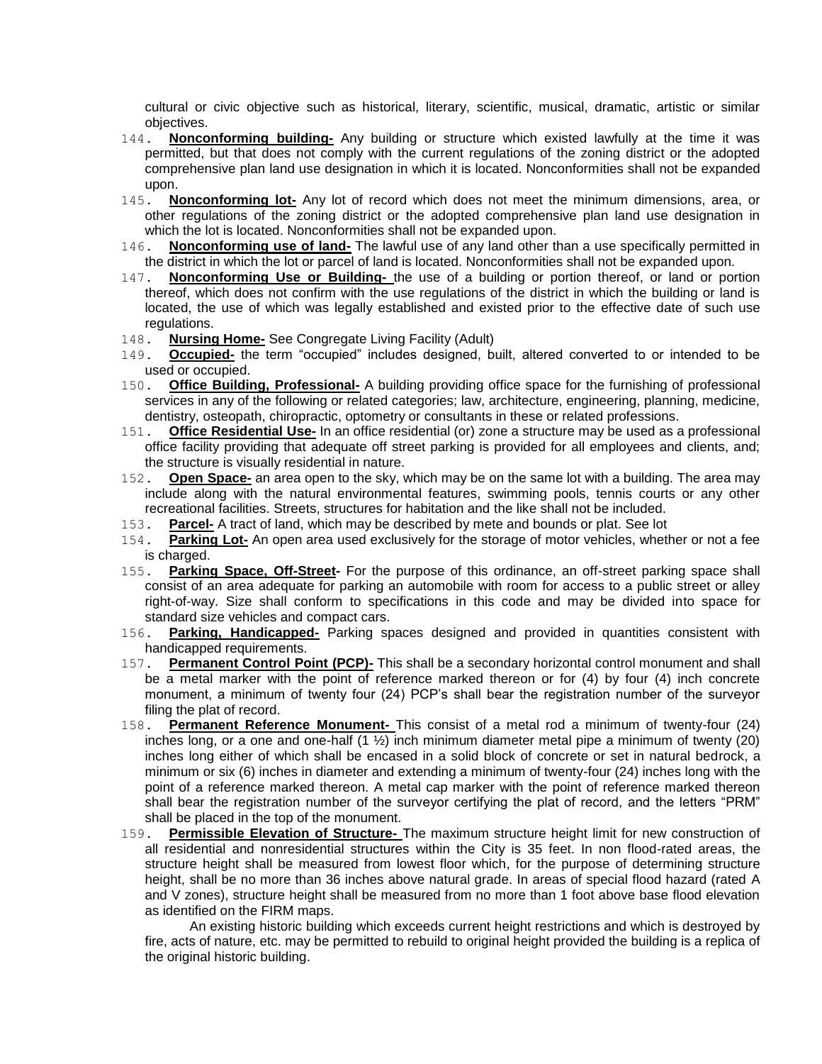cultural or civic objective such as historical, literary, scientific, musical, dramatic, artistic or similar objectives.

144. **Nonconforming building-** Any building or structure which existed lawfully at the time it was permitted, but that does not comply with the current regulations of the zoning district or the adopted comprehensive plan land use designation in which it is located. Nonconformities shall not be expanded upon.

145. **Nonconforming lot-** Any lot of record which does not meet the minimum dimensions, area, or other regulations of the zoning district or the adopted comprehensive plan land use designation in which the lot is located. Nonconformities shall not be expanded upon.

146. **Nonconforming use of land-** The lawful use of any land other than a use specifically permitted in the district in which the lot or parcel of land is located. Nonconformities shall not be expanded upon.

147. **Nonconforming Use or Building-** the use of a building or portion thereof, or land or portion thereof, which does not confirm with the use regulations of the district in which the building or land is located, the use of which was legally established and existed prior to the effective date of such use regulations.

148. **Nursing Home-** See Congregate Living Facility (Adult)

149. **Occupied-** the term "occupied" includes designed, built, altered converted to or intended to be used or occupied.

150. **Office Building, Professional-** A building providing office space for the furnishing of professional services in any of the following or related categories; law, architecture, engineering, planning, medicine, dentistry, osteopath, chiropractic, optometry or consultants in these or related professions.

151. **Office Residential Use-** In an office residential (or) zone a structure may be used as a professional office facility providing that adequate off street parking is provided for all employees and clients, and; the structure is visually residential in nature.

152. **Open Space-** an area open to the sky, which may be on the same lot with a building. The area may include along with the natural environmental features, swimming pools, tennis courts or any other recreational facilities. Streets, structures for habitation and the like shall not be included.

153. **Parcel-** A tract of land, which may be described by mete and bounds or plat. See lot

154. **Parking Lot-** An open area used exclusively for the storage of motor vehicles, whether or not a fee is charged.

155. **Parking Space, Off-Street-** For the purpose of this ordinance, an off-street parking space shall consist of an area adequate for parking an automobile with room for access to a public street or alley right-of-way. Size shall conform to specifications in this code and may be divided into space for standard size vehicles and compact cars.

156. **Parking, Handicapped-** Parking spaces designed and provided in quantities consistent with handicapped requirements.

157. **Permanent Control Point (PCP)-** This shall be a secondary horizontal control monument and shall be a metal marker with the point of reference marked thereon or for (4) by four (4) inch concrete monument, a minimum of twenty four (24) PCP's shall bear the registration number of the surveyor filing the plat of record.

158. **Permanent Reference Monument-** This consist of a metal rod a minimum of twenty-four (24) inches long, or a one and one-half (1 ½) inch minimum diameter metal pipe a minimum of twenty (20) inches long either of which shall be encased in a solid block of concrete or set in natural bedrock, a minimum or six (6) inches in diameter and extending a minimum of twenty-four (24) inches long with the point of a reference marked thereon. A metal cap marker with the point of reference marked thereon shall bear the registration number of the surveyor certifying the plat of record, and the letters "PRM" shall be placed in the top of the monument.

159. **Permissible Elevation of Structure-** The maximum structure height limit for new construction of all residential and nonresidential structures within the City is 35 feet. In non flood-rated areas, the structure height shall be measured from lowest floor which, for the purpose of determining structure height, shall be no more than 36 inches above natural grade. In areas of special flood hazard (rated A and V zones), structure height shall be measured from no more than 1 foot above base flood elevation as identified on the FIRM maps.

    An existing historic building which exceeds current height restrictions and which is destroyed by fire, acts of nature, etc. may be permitted to rebuild to original height provided the building is a replica of the original historic building.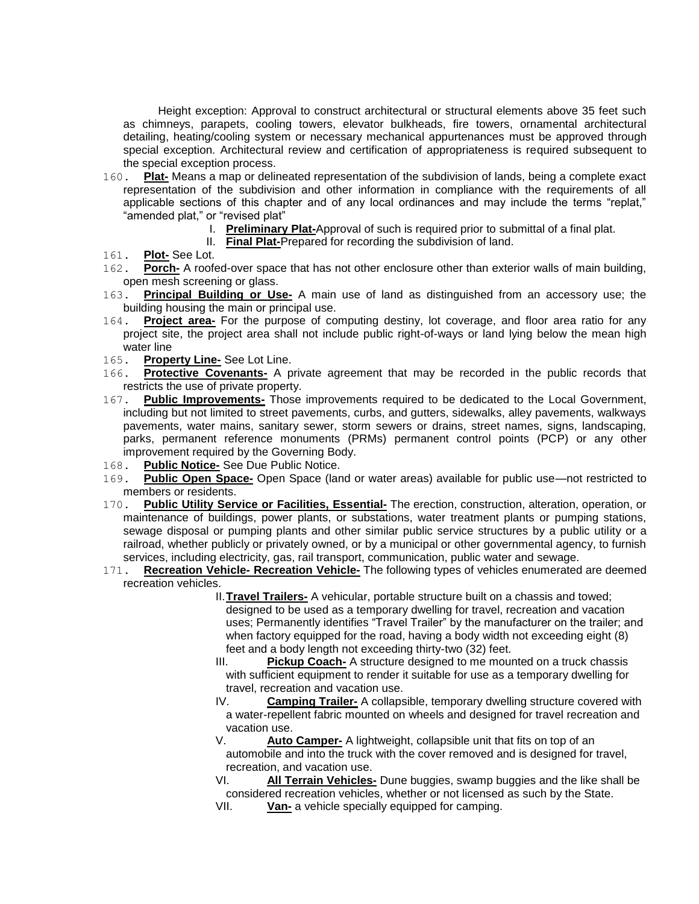Height exception: Approval to construct architectural or structural elements above 35 feet such as chimneys, parapets, cooling towers, elevator bulkheads, fire towers, ornamental architectural detailing, heating/cooling system or necessary mechanical appurtenances must be approved through special exception. Architectural review and certification of appropriateness is required subsequent to the special exception process.

160. **Plat-** Means a map or delineated representation of the subdivision of lands, being a complete exact representation of the subdivision and other information in compliance with the requirements of all applicable sections of this chapter and of any local ordinances and may include the terms "replat," "amended plat," or "revised plat"

    I. **Preliminary Plat-**Approval of such is required prior to submittal of a final plat.

    II. **Final Plat-**Prepared for recording the subdivision of land.

161. **Plot-** See Lot.

162. **Porch-** A roofed-over space that has not other enclosure other than exterior walls of main building, open mesh screening or glass.

163. **Principal Building or Use-** A main use of land as distinguished from an accessory use; the building housing the main or principal use.

164. **Project area-** For the purpose of computing destiny, lot coverage, and floor area ratio for any project site, the project area shall not include public right-of-ways or land lying below the mean high water line

165. **Property Line-** See Lot Line.

166. **Protective Covenants-** A private agreement that may be recorded in the public records that restricts the use of private property.

167. **Public Improvements-** Those improvements required to be dedicated to the Local Government, including but not limited to street pavements, curbs, and gutters, sidewalks, alley pavements, walkways pavements, water mains, sanitary sewer, storm sewers or drains, street names, signs, landscaping, parks, permanent reference monuments (PRMs) permanent control points (PCP) or any other improvement required by the Governing Body.

168. **Public Notice-** See Due Public Notice.

169. **Public Open Space-** Open Space (land or water areas) available for public use—not restricted to members or residents.

170. **Public Utility Service or Facilities, Essential-** The erection, construction, alteration, operation, or maintenance of buildings, power plants, or substations, water treatment plants or pumping stations, sewage disposal or pumping plants and other similar public service structures by a public utility or a railroad, whether publicly or privately owned, or by a municipal or other governmental agency, to furnish services, including electricity, gas, rail transport, communication, public water and sewage.

171. **Recreation Vehicle- Recreation Vehicle-** The following types of vehicles enumerated are deemed recreation vehicles.

    II. **Travel Trailers-** A vehicular, portable structure built on a chassis and towed; designed to be used as a temporary dwelling for travel, recreation and vacation uses; Permanently identifies "Travel Trailer" by the manufacturer on the trailer; and when factory equipped for the road, having a body width not exceeding eight (8) feet and a body length not exceeding thirty-two (32) feet.

    III. **Pickup Coach-** A structure designed to me mounted on a truck chassis with sufficient equipment to render it suitable for use as a temporary dwelling for travel, recreation and vacation use.

    IV. **Camping Trailer-** A collapsible, temporary dwelling structure covered with a water-repellent fabric mounted on wheels and designed for travel recreation and vacation use.

    V. **Auto Camper-** A lightweight, collapsible unit that fits on top of an automobile and into the truck with the cover removed and is designed for travel, recreation, and vacation use.

    VI. **All Terrain Vehicles-** Dune buggies, swamp buggies and the like shall be considered recreation vehicles, whether or not licensed as such by the State.

    VII. **Van-** a vehicle specially equipped for camping.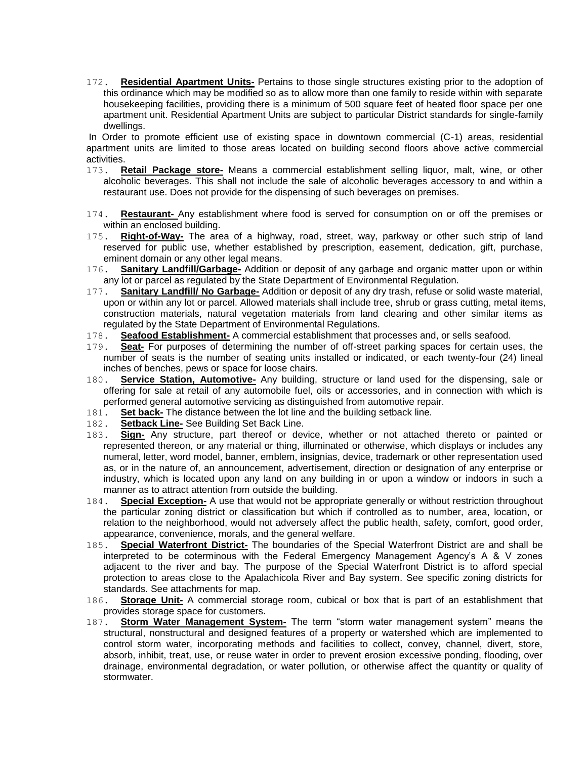172. **Residential Apartment Units-** Pertains to those single structures existing prior to the adoption of this ordinance which may be modified so as to allow more than one family to reside within with separate housekeeping facilities, providing there is a minimum of 500 square feet of heated floor space per one apartment unit. Residential Apartment Units are subject to particular District standards for single-family dwellings.

In Order to promote efficient use of existing space in downtown commercial (C-1) areas, residential apartment units are limited to those areas located on building second floors above active commercial activities.

173. **Retail Package store-** Means a commercial establishment selling liquor, malt, wine, or other alcoholic beverages. This shall not include the sale of alcoholic beverages accessory to and within a restaurant use. Does not provide for the dispensing of such beverages on premises.

174. **Restaurant-** Any establishment where food is served for consumption on or off the premises or within an enclosed building.

175. **Right-of-Way-** The area of a highway, road, street, way, parkway or other such strip of land reserved for public use, whether established by prescription, easement, dedication, gift, purchase, eminent domain or any other legal means.

176. **Sanitary Landfill/Garbage-** Addition or deposit of any garbage and organic matter upon or within any lot or parcel as regulated by the State Department of Environmental Regulation.

177. **Sanitary Landfill/ No Garbage-** Addition or deposit of any dry trash, refuse or solid waste material, upon or within any lot or parcel. Allowed materials shall include tree, shrub or grass cutting, metal items, construction materials, natural vegetation materials from land clearing and other similar items as regulated by the State Department of Environmental Regulations.

178. **Seafood Establishment-** A commercial establishment that processes and, or sells seafood.

179. **Seat-** For purposes of determining the number of off-street parking spaces for certain uses, the number of seats is the number of seating units installed or indicated, or each twenty-four (24) lineal inches of benches, pews or space for loose chairs.

180. **Service Station, Automotive-** Any building, structure or land used for the dispensing, sale or offering for sale at retail of any automobile fuel, oils or accessories, and in connection with which is performed general automotive servicing as distinguished from automotive repair.

181. **Set back-** The distance between the lot line and the building setback line.

182. **Setback Line-** See Building Set Back Line.

183. **Sign-** Any structure, part thereof or device, whether or not attached thereto or painted or represented thereon, or any material or thing, illuminated or otherwise, which displays or includes any numeral, letter, word model, banner, emblem, insignias, device, trademark or other representation used as, or in the nature of, an announcement, advertisement, direction or designation of any enterprise or industry, which is located upon any land on any building in or upon a window or indoors in such a manner as to attract attention from outside the building.

184. **Special Exception-** A use that would not be appropriate generally or without restriction throughout the particular zoning district or classification but which if controlled as to number, area, location, or relation to the neighborhood, would not adversely affect the public health, safety, comfort, good order, appearance, convenience, morals, and the general welfare.

185. **Special Waterfront District-** The boundaries of the Special Waterfront District are and shall be interpreted to be coterminous with the Federal Emergency Management Agency's A & V zones adjacent to the river and bay. The purpose of the Special Waterfront District is to afford special protection to areas close to the Apalachicola River and Bay system. See specific zoning districts for standards. See attachments for map.

186. **Storage Unit-** A commercial storage room, cubical or box that is part of an establishment that provides storage space for customers.

187. **Storm Water Management System-** The term "storm water management system" means the structural, nonstructural and designed features of a property or watershed which are implemented to control storm water, incorporating methods and facilities to collect, convey, channel, divert, store, absorb, inhibit, treat, use, or reuse water in order to prevent erosion excessive ponding, flooding, over drainage, environmental degradation, or water pollution, or otherwise affect the quantity or quality of stormwater.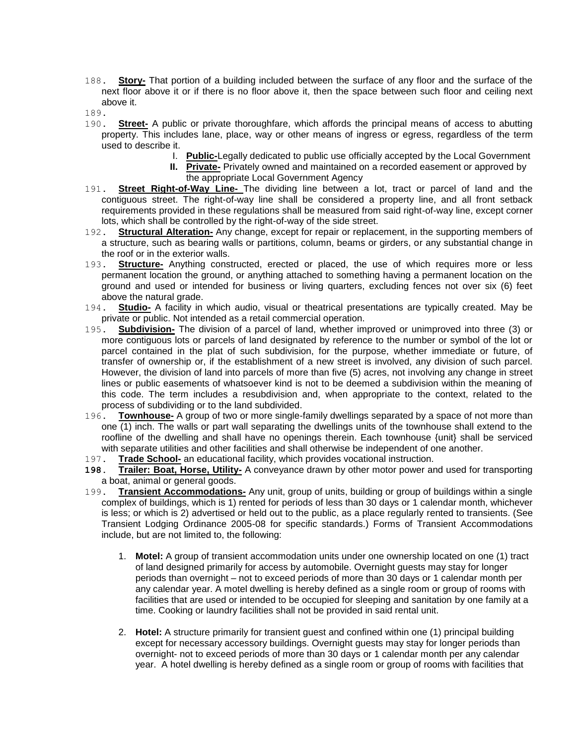188. **Story-** That portion of a building included between the surface of any floor and the surface of the next floor above it or if there is no floor above it, then the space between such floor and ceiling next above it.

189.

190. **Street-** A public or private thoroughfare, which affords the principal means of access to abutting property. This includes lane, place, way or other means of ingress or egress, regardless of the term used to describe it.

    I. **Public-**Legally dedicated to public use officially accepted by the Local Government
    II. **Private-** Privately owned and maintained on a recorded easement or approved by the appropriate Local Government Agency

191. **Street Right-of-Way Line-** The dividing line between a lot, tract or parcel of land and the contiguous street. The right-of-way line shall be considered a property line, and all front setback requirements provided in these regulations shall be measured from said right-of-way line, except corner lots, which shall be controlled by the right-of-way of the side street.

192. **Structural Alteration-** Any change, except for repair or replacement, in the supporting members of a structure, such as bearing walls or partitions, column, beams or girders, or any substantial change in the roof or in the exterior walls.

193. **Structure-** Anything constructed, erected or placed, the use of which requires more or less permanent location the ground, or anything attached to something having a permanent location on the ground and used or intended for business or living quarters, excluding fences not over six (6) feet above the natural grade.

194. **Studio-** A facility in which audio, visual or theatrical presentations are typically created. May be private or public. Not intended as a retail commercial operation.

195. **Subdivision-** The division of a parcel of land, whether improved or unimproved into three (3) or more contiguous lots or parcels of land designated by reference to the number or symbol of the lot or parcel contained in the plat of such subdivision, for the purpose, whether immediate or future, of transfer of ownership or, if the establishment of a new street is involved, any division of such parcel. However, the division of land into parcels of more than five (5) acres, not involving any change in street lines or public easements of whatsoever kind is not to be deemed a subdivision within the meaning of this code. The term includes a resubdivision and, when appropriate to the context, related to the process of subdividing or to the land subdivided.

196. **Townhouse-** A group of two or more single-family dwellings separated by a space of not more than one (1) inch. The walls or part wall separating the dwellings units of the townhouse shall extend to the roofline of the dwelling and shall have no openings therein. Each townhouse {unit} shall be serviced with separate utilities and other facilities and shall otherwise be independent of one another.

197. **Trade School-** an educational facility, which provides vocational instruction.

**198.** **Trailer: Boat, Horse, Utility-** A conveyance drawn by other motor power and used for transporting a boat, animal or general goods.

199. **Transient Accommodations-** Any unit, group of units, building or group of buildings within a single complex of buildings, which is 1) rented for periods of less than 30 days or 1 calendar month, whichever is less; or which is 2) advertised or held out to the public, as a place regularly rented to transients. (See Transient Lodging Ordinance 2005-08 for specific standards.) Forms of Transient Accommodations include, but are not limited to, the following:

    1. **Motel:** A group of transient accommodation units under one ownership located on one (1) tract of land designed primarily for access by automobile. Overnight guests may stay for longer periods than overnight – not to exceed periods of more than 30 days or 1 calendar month per any calendar year. A motel dwelling is hereby defined as a single room or group of rooms with facilities that are used or intended to be occupied for sleeping and sanitation by one family at a time. Cooking or laundry facilities shall not be provided in said rental unit.

    2. **Hotel:** A structure primarily for transient guest and confined within one (1) principal building except for necessary accessory buildings. Overnight guests may stay for longer periods than overnight- not to exceed periods of more than 30 days or 1 calendar month per any calendar year. A hotel dwelling is hereby defined as a single room or group of rooms with facilities that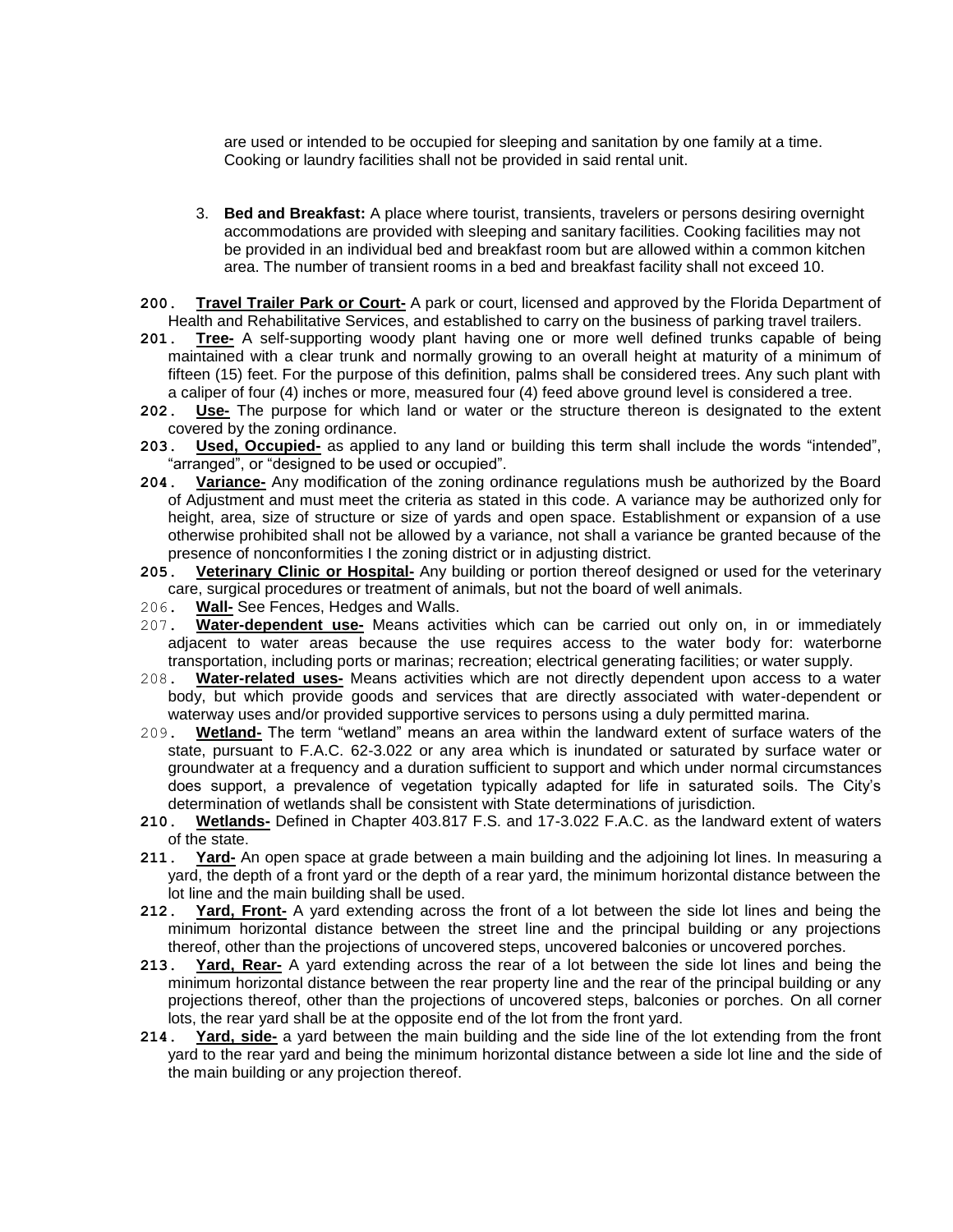are used or intended to be occupied for sleeping and sanitation by one family at a time. Cooking or laundry facilities shall not be provided in said rental unit.

3. **Bed and Breakfast:** A place where tourist, transients, travelers or persons desiring overnight accommodations are provided with sleeping and sanitary facilities. Cooking facilities may not be provided in an individual bed and breakfast room but are allowed within a common kitchen area. The number of transient rooms in a bed and breakfast facility shall not exceed 10.

**200.** **Travel Trailer Park or Court-** A park or court, licensed and approved by the Florida Department of Health and Rehabilitative Services, and established to carry on the business of parking travel trailers.

**201.** **Tree-** A self-supporting woody plant having one or more well defined trunks capable of being maintained with a clear trunk and normally growing to an overall height at maturity of a minimum of fifteen (15) feet. For the purpose of this definition, palms shall be considered trees. Any such plant with a caliper of four (4) inches or more, measured four (4) feed above ground level is considered a tree.

**202.** **Use-** The purpose for which land or water or the structure thereon is designated to the extent covered by the zoning ordinance.

**203.** **Used, Occupied-** as applied to any land or building this term shall include the words "intended", "arranged", or "designed to be used or occupied".

**204.** **Variance-** Any modification of the zoning ordinance regulations mush be authorized by the Board of Adjustment and must meet the criteria as stated in this code. A variance may be authorized only for height, area, size of structure or size of yards and open space. Establishment or expansion of a use otherwise prohibited shall not be allowed by a variance, not shall a variance be granted because of the presence of nonconformities I the zoning district or in adjusting district.

**205.** **Veterinary Clinic or Hospital-** Any building or portion thereof designed or used for the veterinary care, surgical procedures or treatment of animals, but not the board of well animals.

206. **Wall-** See Fences, Hedges and Walls.

207. **Water-dependent use-** Means activities which can be carried out only on, in or immediately adjacent to water areas because the use requires access to the water body for: waterborne transportation, including ports or marinas; recreation; electrical generating facilities; or water supply.

208. **Water-related uses-** Means activities which are not directly dependent upon access to a water body, but which provide goods and services that are directly associated with water-dependent or waterway uses and/or provided supportive services to persons using a duly permitted marina.

209. **Wetland-** The term "wetland" means an area within the landward extent of surface waters of the state, pursuant to F.A.C. 62-3.022 or any area which is inundated or saturated by surface water or groundwater at a frequency and a duration sufficient to support and which under normal circumstances does support, a prevalence of vegetation typically adapted for life in saturated soils. The City's determination of wetlands shall be consistent with State determinations of jurisdiction.

**210.** **Wetlands-** Defined in Chapter 403.817 F.S. and 17-3.022 F.A.C. as the landward extent of waters of the state.

**211.** **Yard-** An open space at grade between a main building and the adjoining lot lines. In measuring a yard, the depth of a front yard or the depth of a rear yard, the minimum horizontal distance between the lot line and the main building shall be used.

**212.** **Yard, Front-** A yard extending across the front of a lot between the side lot lines and being the minimum horizontal distance between the street line and the principal building or any projections thereof, other than the projections of uncovered steps, uncovered balconies or uncovered porches.

**213.** **Yard, Rear-** A yard extending across the rear of a lot between the side lot lines and being the minimum horizontal distance between the rear property line and the rear of the principal building or any projections thereof, other than the projections of uncovered steps, balconies or porches. On all corner lots, the rear yard shall be at the opposite end of the lot from the front yard.

**214.** **Yard, side-** a yard between the main building and the side line of the lot extending from the front yard to the rear yard and being the minimum horizontal distance between a side lot line and the side of the main building or any projection thereof.